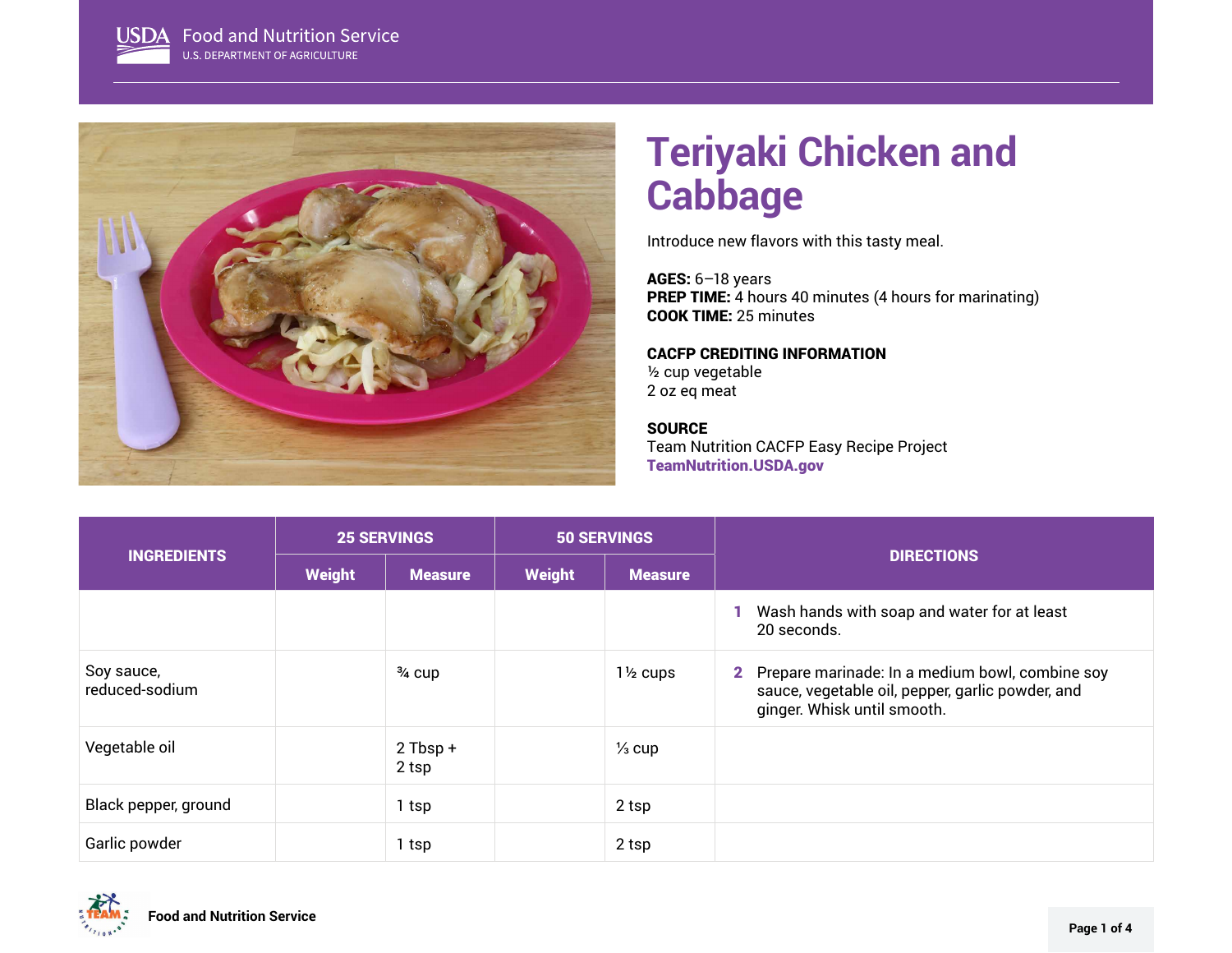# Teriyaki Chicken and Cabbage

Introduce new flavors with this tasty meal.

**AGES:** 6–18 years
**PREP TIME:** 4 hours 40 minutes (4 hours for marinating)
**COOK TIME:** 25 minutes

**CACFP CREDITING INFORMATION**
½ cup vegetable
2 oz eq meat

**SOURCE**
Team Nutrition CACFP Easy Recipe Project
**TeamNutrition.USDA.gov**

| INGREDIENTS | 25 SERVINGS | | 50 SERVINGS | | DIRECTIONS |
|---|---|---|---|---|---|
| | Weight | Measure | Weight | Measure | |
| | | | | | 1 Wash hands with soap and water for at least 20 seconds. |
| Soy sauce, reduced-sodium | | ¾ cup | | 1½ cups | 2 Prepare marinade: In a medium bowl, combine soy sauce, vegetable oil, pepper, garlic powder, and ginger. Whisk until smooth. |
| Vegetable oil | | 2 Tbsp + 2 tsp | | ⅓ cup | |
| Black pepper, ground | | 1 tsp | | 2 tsp | |
| Garlic powder | | 1 tsp | | 2 tsp | |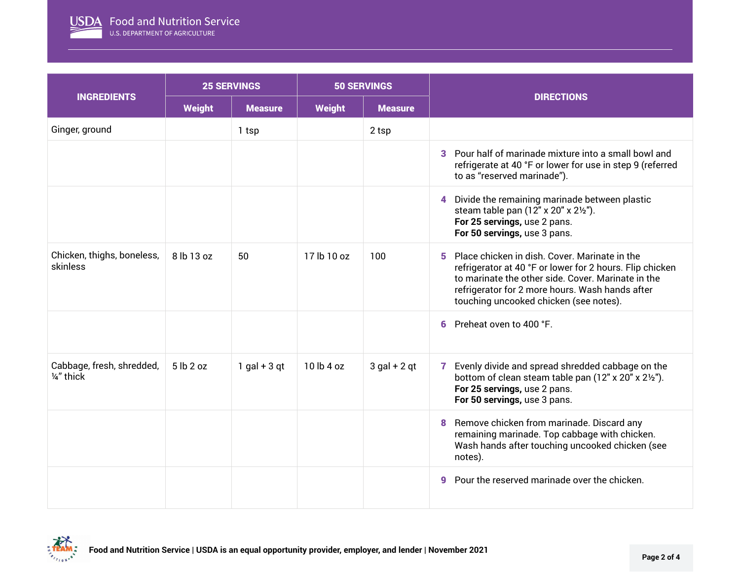| INGREDIENTS | 25 SERVINGS | | 50 SERVINGS | | DIRECTIONS |
|---|---|---|---|---|---|
| | Weight | Measure | Weight | Measure | |
| Ginger, ground | | 1 tsp | | 2 tsp | |
| | | | | | **3** Pour half of marinade mixture into a small bowl and refrigerate at 40 °F or lower for use in step 9 (referred to as "reserved marinade"). |
| | | | | | **4** Divide the remaining marinade between plastic steam table pan (12" x 20" x 2½"). **For 25 servings,** use 2 pans. **For 50 servings,** use 3 pans. |
| Chicken, thighs, boneless, skinless | 8 lb 13 oz | 50 | 17 lb 10 oz | 100 | **5** Place chicken in dish. Cover. Marinate in the refrigerator at 40 °F or lower for 2 hours. Flip chicken to marinate the other side. Cover. Marinate in the refrigerator for 2 more hours. Wash hands after touching uncooked chicken (see notes). |
| | | | | | **6** Preheat oven to 400 °F. |
| Cabbage, fresh, shredded, ¼" thick | 5 lb 2 oz | 1 gal + 3 qt | 10 lb 4 oz | 3 gal + 2 qt | **7** Evenly divide and spread shredded cabbage on the bottom of clean steam table pan (12" x 20" x 2½"). **For 25 servings,** use 2 pans. **For 50 servings,** use 3 pans. |
| | | | | | **8** Remove chicken from marinade. Discard any remaining marinade. Top cabbage with chicken. Wash hands after touching uncooked chicken (see notes). |
| | | | | | **9** Pour the reserved marinade over the chicken. |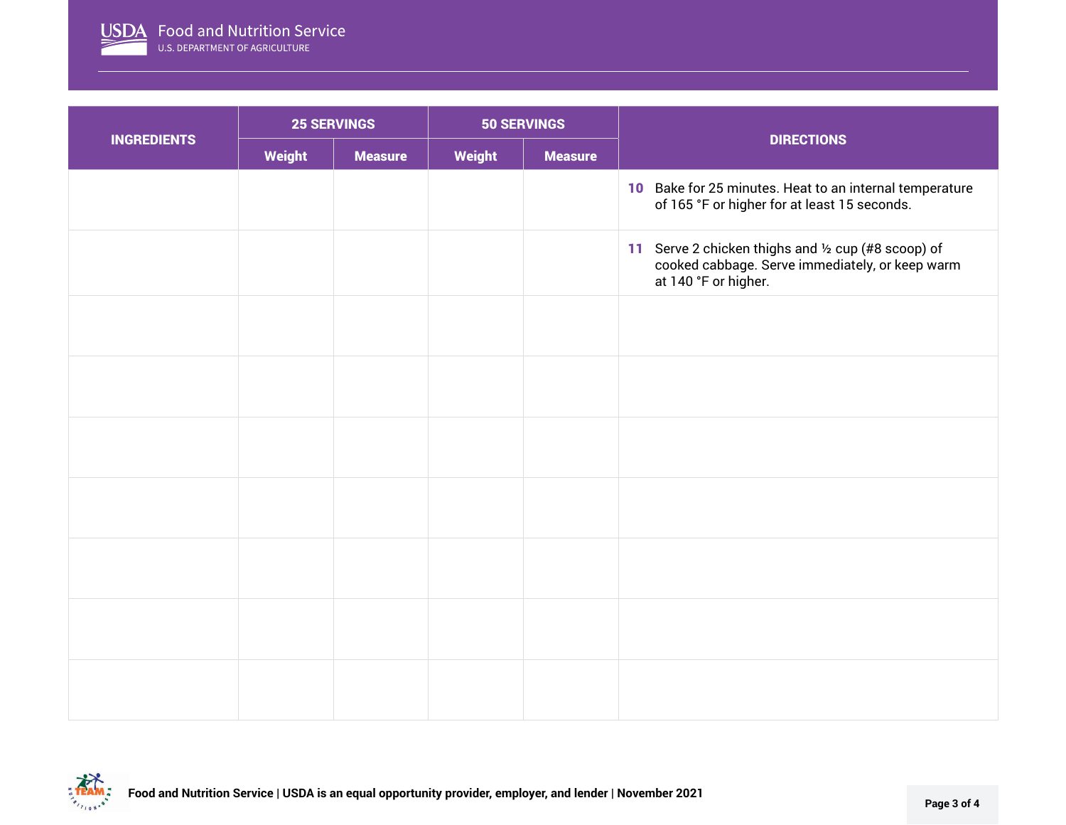| INGREDIENTS | 25 SERVINGS | | 50 SERVINGS | | DIRECTIONS |
|---|---|---|---|---|---|
| | Weight | Measure | Weight | Measure | |
| | | | | | **10** Bake for 25 minutes. Heat to an internal temperature of 165 °F or higher for at least 15 seconds. |
| | | | | | **11** Serve 2 chicken thighs and ½ cup (#8 scoop) of cooked cabbage. Serve immediately, or keep warm at 140 °F or higher. |
| | | | | | |
| | | | | | |
| | | | | | |
| | | | | | |
| | | | | | |
| | | | | | |
| | | | | | |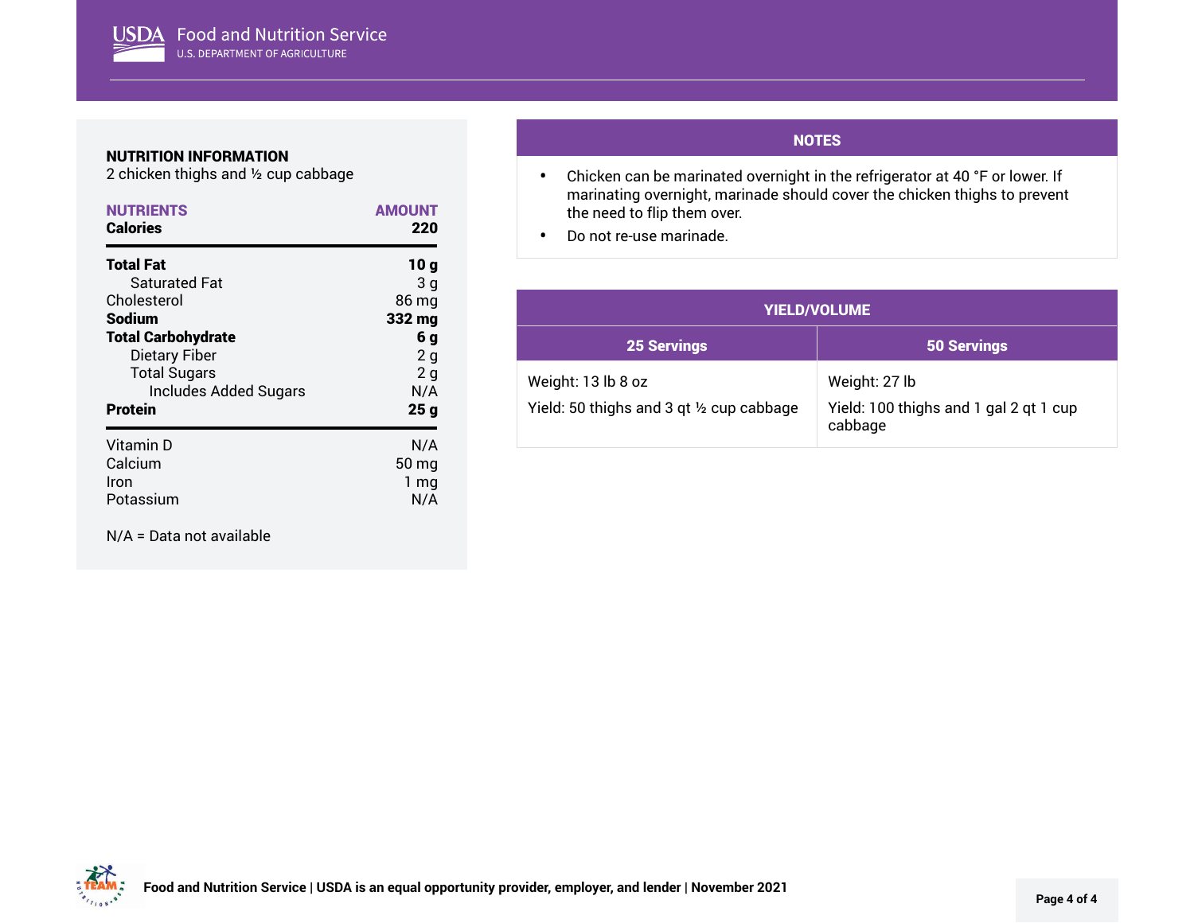## NUTRITION INFORMATION

2 chicken thighs and ½ cup cabbage

| NUTRIENTS | AMOUNT |
|---|---|
| **Calories** | **220** |
| **Total Fat** | **10 g** |
| Saturated Fat | 3 g |
| Cholesterol | 86 mg |
| **Sodium** | **332 mg** |
| **Total Carbohydrate** | **6 g** |
| Dietary Fiber | 2 g |
| Total Sugars | 2 g |
| Includes Added Sugars | N/A |
| **Protein** | **25 g** |
| Vitamin D | N/A |
| Calcium | 50 mg |
| Iron | 1 mg |
| Potassium | N/A |

N/A = Data not available

## NOTES

- Chicken can be marinated overnight in the refrigerator at 40 °F or lower. If marinating overnight, marinade should cover the chicken thighs to prevent the need to flip them over.
- Do not re-use marinade.

## YIELD/VOLUME

| 25 Servings | 50 Servings |
|---|---|
| Weight: 13 lb 8 oz | Weight: 27 lb |
| Yield: 50 thighs and 3 qt ½ cup cabbage | Yield: 100 thighs and 1 gal 2 qt 1 cup cabbage |

Food and Nutrition Service | USDA is an equal opportunity provider, employer, and lender | November 2021